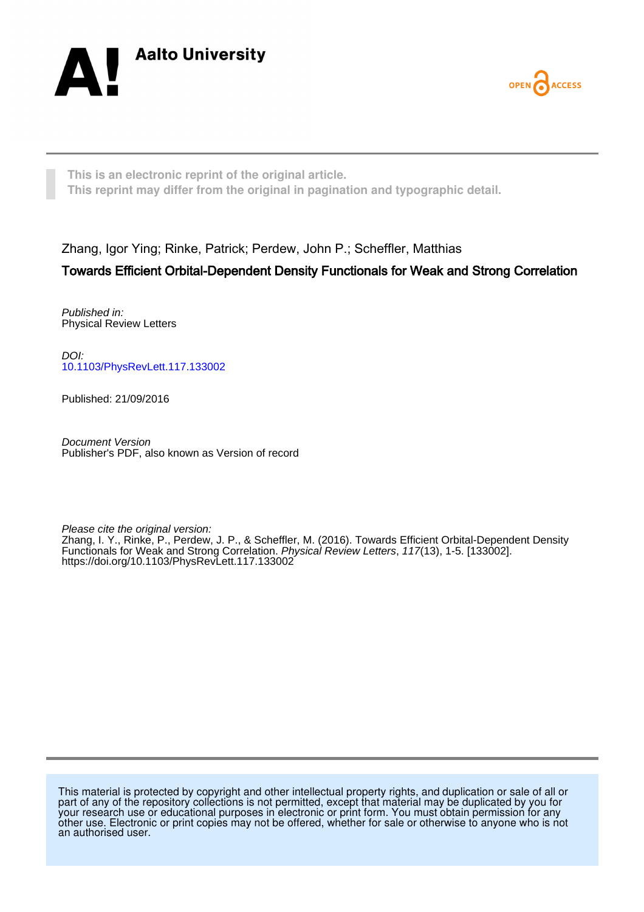Aalto University

OPEN ACCESS

This is an electronic reprint of the original article.
This reprint may differ from the original in pagination and typographic detail.

Zhang, Igor Ying; Rinke, Patrick; Perdew, John P.; Scheffler, Matthias

**Towards Efficient Orbital-Dependent Density Functionals for Weak and Strong Correlation**

*Published in:*
Physical Review Letters

*DOI:*
10.1103/PhysRevLett.117.133002

Published: 21/09/2016

*Document Version*
Publisher's PDF, also known as Version of record

*Please cite the original version:*
Zhang, I. Y., Rinke, P., Perdew, J. P., & Scheffler, M. (2016). Towards Efficient Orbital-Dependent Density Functionals for Weak and Strong Correlation. *Physical Review Letters*, *117*(13), 1-5. [133002]. https://doi.org/10.1103/PhysRevLett.117.133002

This material is protected by copyright and other intellectual property rights, and duplication or sale of all or part of any of the repository collections is not permitted, except that material may be duplicated by you for your research use or educational purposes in electronic or print form. You must obtain permission for any other use. Electronic or print copies may not be offered, whether for sale or otherwise to anyone who is not an authorised user.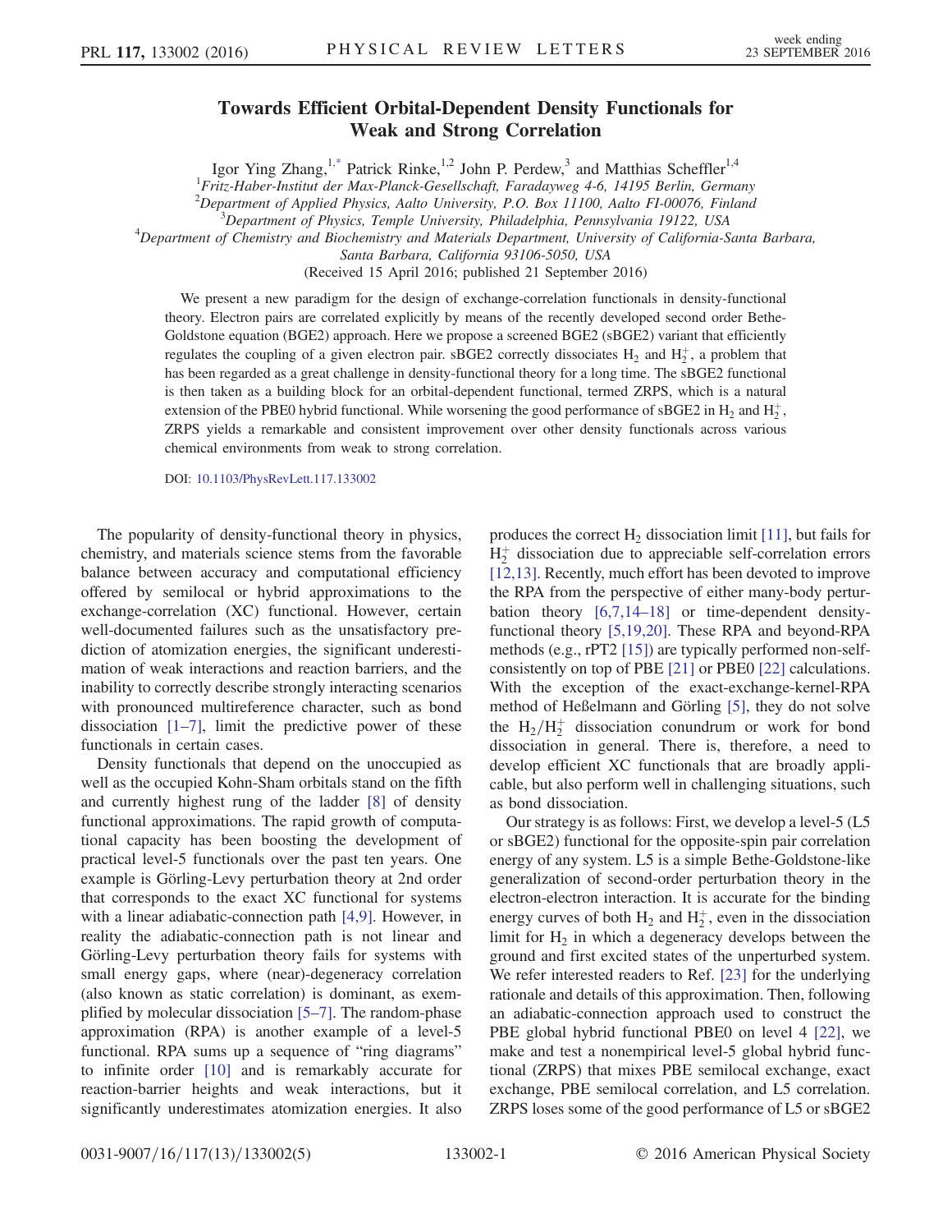# Towards Efficient Orbital-Dependent Density Functionals for Weak and Strong Correlation

Igor Ying Zhang,[1,*] Patrick Rinke,[1,2] John P. Perdew,[3] and Matthias Scheffler[1,4]

[1]*Fritz-Haber-Institut der Max-Planck-Gesellschaft, Faradayweg 4-6, 14195 Berlin, Germany*
[2]*Department of Applied Physics, Aalto University, P.O. Box 11100, Aalto FI-00076, Finland*
[3]*Department of Physics, Temple University, Philadelphia, Pennsylvania 19122, USA*
[4]*Department of Chemistry and Biochemistry and Materials Department, University of California-Santa Barbara, Santa Barbara, California 93106-5050, USA*

(Received 15 April 2016; published 21 September 2016)

We present a new paradigm for the design of exchange-correlation functionals in density-functional theory. Electron pairs are correlated explicitly by means of the recently developed second order Bethe-Goldstone equation (BGE2) approach. Here we propose a screened BGE2 (sBGE2) variant that efficiently regulates the coupling of a given electron pair. sBGE2 correctly dissociates $H_2$ and $H_2^+$, a problem that has been regarded as a great challenge in density-functional theory for a long time. The sBGE2 functional is then taken as a building block for an orbital-dependent functional, termed ZRPS, which is a natural extension of the PBE0 hybrid functional. While worsening the good performance of sBGE2 in $H_2$ and $H_2^+$, ZRPS yields a remarkable and consistent improvement over other density functionals across various chemical environments from weak to strong correlation.

DOI: 10.1103/PhysRevLett.117.133002

The popularity of density-functional theory in physics, chemistry, and materials science stems from the favorable balance between accuracy and computational efficiency offered by semilocal or hybrid approximations to the exchange-correlation (XC) functional. However, certain well-documented failures such as the unsatisfactory prediction of atomization energies, the significant underestimation of weak interactions and reaction barriers, and the inability to correctly describe strongly interacting scenarios with pronounced multireference character, such as bond dissociation [1–7], limit the predictive power of these functionals in certain cases.

Density functionals that depend on the unoccupied as well as the occupied Kohn-Sham orbitals stand on the fifth and currently highest rung of the ladder [8] of density functional approximations. The rapid growth of computational capacity has been boosting the development of practical level-5 functionals over the past ten years. One example is Görling-Levy perturbation theory at 2nd order that corresponds to the exact XC functional for systems with a linear adiabatic-connection path [4,9]. However, in reality the adiabatic-connection path is not linear and Görling-Levy perturbation theory fails for systems with small energy gaps, where (near)-degeneracy correlation (also known as static correlation) is dominant, as exemplified by molecular dissociation [5–7]. The random-phase approximation (RPA) is another example of a level-5 functional. RPA sums up a sequence of "ring diagrams" to infinite order [10] and is remarkably accurate for reaction-barrier heights and weak interactions, but it significantly underestimates atomization energies. It also produces the correct $H_2$ dissociation limit [11], but fails for $H_2^+$ dissociation due to appreciable self-correlation errors [12,13]. Recently, much effort has been devoted to improve the RPA from the perspective of either many-body perturbation theory [6,7,14–18] or time-dependent density-functional theory [5,19,20]. These RPA and beyond-RPA methods (e.g., rPT2 [15]) are typically performed non-self-consistently on top of PBE [21] or PBE0 [22] calculations. With the exception of the exact-exchange-kernel-RPA method of Heßelmann and Görling [5], they do not solve the $H_2/H_2^+$ dissociation conundrum or work for bond dissociation in general. There is, therefore, a need to develop efficient XC functionals that are broadly applicable, but also perform well in challenging situations, such as bond dissociation.

Our strategy is as follows: First, we develop a level-5 (L5 or sBGE2) functional for the opposite-spin pair correlation energy of any system. L5 is a simple Bethe-Goldstone-like generalization of second-order perturbation theory in the electron-electron interaction. It is accurate for the binding energy curves of both $H_2$ and $H_2^+$, even in the dissociation limit for $H_2$ in which a degeneracy develops between the ground and first excited states of the unperturbed system. We refer interested readers to Ref. [23] for the underlying rationale and details of this approximation. Then, following an adiabatic-connection approach used to construct the PBE global hybrid functional PBE0 on level 4 [22], we make and test a nonempirical level-5 global hybrid functional (ZRPS) that mixes PBE semilocal exchange, exact exchange, PBE semilocal correlation, and L5 correlation. ZRPS loses some of the good performance of L5 or sBGE2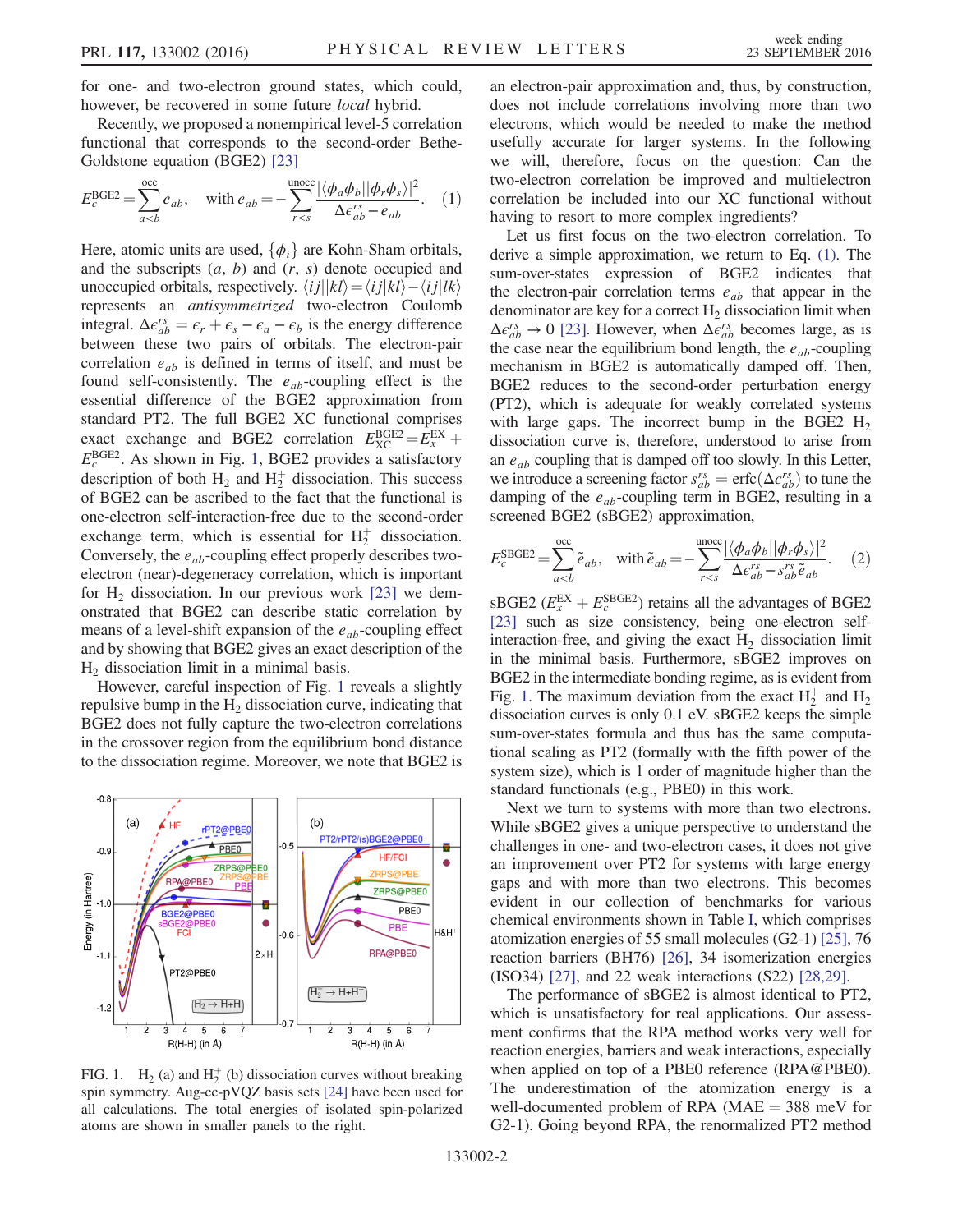for one- and two-electron ground states, which could, however, be recovered in some future *local* hybrid.

Recently, we proposed a nonempirical level-5 correlation functional that corresponds to the second-order Bethe-Goldstone equation (BGE2) [23]

$$E_c^{\mathrm{BGE2}} = \sum_{a<b}^{\mathrm{occ}} e_{ab}, \quad \text{with } e_{ab} = -\sum_{r<s}^{\mathrm{unocc}} \frac{|\langle \phi_a \phi_b || \phi_r \phi_s \rangle|^2}{\Delta\epsilon_{ab}^{rs} - e_{ab}}. \quad (1)$$

Here, atomic units are used, $\{\phi_i\}$ are Kohn-Sham orbitals, and the subscripts ($a$, $b$) and ($r$, $s$) denote occupied and unoccupied orbitals, respectively. $\langle ij||kl\rangle = \langle ij|kl\rangle - \langle ij|lk\rangle$ represents an *antisymmetrized* two-electron Coulomb integral. $\Delta\epsilon_{ab}^{rs} = \epsilon_r + \epsilon_s - \epsilon_a - \epsilon_b$ is the energy difference between these two pairs of orbitals. The electron-pair correlation $e_{ab}$ is defined in terms of itself, and must be found self-consistently. The $e_{ab}$-coupling effect is the essential difference of the BGE2 approximation from standard PT2. The full BGE2 XC functional comprises exact exchange and BGE2 correlation $E_{\mathrm{XC}}^{\mathrm{BGE2}} = E_x^{\mathrm{EX}} + E_c^{\mathrm{BGE2}}$. As shown in Fig. 1, BGE2 provides a satisfactory description of both $H_2$ and $H_2^+$ dissociation. This success of BGE2 can be ascribed to the fact that the functional is one-electron self-interaction-free due to the second-order exchange term, which is essential for $H_2^+$ dissociation. Conversely, the $e_{ab}$-coupling effect properly describes two-electron (near)-degeneracy correlation, which is important for $H_2$ dissociation. In our previous work [23] we demonstrated that BGE2 can describe static correlation by means of a level-shift expansion of the $e_{ab}$-coupling effect and by showing that BGE2 gives an exact description of the $H_2$ dissociation limit in a minimal basis.

However, careful inspection of Fig. 1 reveals a slightly repulsive bump in the $H_2$ dissociation curve, indicating that BGE2 does not fully capture the two-electron correlations in the crossover region from the equilibrium bond distance to the dissociation regime. Moreover, we note that BGE2 is an electron-pair approximation and, thus, by construction, does not include correlations involving more than two electrons, which would be needed to make the method usefully accurate for larger systems. In the following we will, therefore, focus on the question: Can the two-electron correlation be improved and multielectron correlation be included into our XC functional without having to resort to more complex ingredients?

Let us first focus on the two-electron correlation. To derive a simple approximation, we return to Eq. (1). The sum-over-states expression of BGE2 indicates that the electron-pair correlation terms $e_{ab}$ that appear in the denominator are key for a correct $H_2$ dissociation limit when $\Delta\epsilon_{ab}^{rs} \to 0$ [23]. However, when $\Delta\epsilon_{ab}^{rs}$ becomes large, as is the case near the equilibrium bond length, the $e_{ab}$-coupling mechanism in BGE2 is automatically damped off. Then, BGE2 reduces to the second-order perturbation energy (PT2), which is adequate for weakly correlated systems with large gaps. The incorrect bump in the BGE2 $H_2$ dissociation curve is, therefore, understood to arise from an $e_{ab}$ coupling that is damped off too slowly. In this Letter, we introduce a screening factor $s_{ab}^{rs} = \mathrm{erfc}(\Delta\epsilon_{ab}^{rs})$ to tune the damping of the $e_{ab}$-coupling term in BGE2, resulting in a screened BGE2 (sBGE2) approximation,

$$E_c^{\mathrm{SBGE2}} = \sum_{a<b}^{\mathrm{occ}} \tilde{e}_{ab}, \quad \text{with } \tilde{e}_{ab} = -\sum_{r<s}^{\mathrm{unocc}} \frac{|\langle \phi_a \phi_b || \phi_r \phi_s \rangle|^2}{\Delta\epsilon_{ab}^{rs} - s_{ab}^{rs}\tilde{e}_{ab}}. \quad (2)$$

sBGE2 ($E_x^{\mathrm{EX}} + E_c^{\mathrm{SBGE2}}$) retains all the advantages of BGE2 [23] such as size consistency, being one-electron self-interaction-free, and giving the exact $H_2$ dissociation limit in the minimal basis. Furthermore, sBGE2 improves on BGE2 in the intermediate bonding regime, as is evident from Fig. 1. The maximum deviation from the exact $H_2^+$ and $H_2$ dissociation curves is only 0.1 eV. sBGE2 keeps the simple sum-over-states formula and thus has the same computational scaling as PT2 (formally with the fifth power of the system size), which is 1 order of magnitude higher than the standard functionals (e.g., PBE0) in this work.

Next we turn to systems with more than two electrons. While sBGE2 gives a unique perspective to understand the challenges in one- and two-electron cases, it does not give an improvement over PT2 for systems with large energy gaps and with more than two electrons. This becomes evident in our collection of benchmarks for various chemical environments shown in Table I, which comprises atomization energies of 55 small molecules (G2-1) [25], 76 reaction barriers (BH76) [26], 34 isomerization energies (ISO34) [27], and 22 weak interactions (S22) [28,29].

The performance of sBGE2 is almost identical to PT2, which is unsatisfactory for real applications. Our assessment confirms that the RPA method works very well for reaction energies, barriers and weak interactions, especially when applied on top of a PBE0 reference (RPA@PBE0). The underestimation of the atomization energy is a well-documented problem of RPA (MAE = 388 meV for G2-1). Going beyond RPA, the renormalized PT2 method

FIG. 1. $H_2$ (a) and $H_2^+$ (b) dissociation curves without breaking spin symmetry. Aug-cc-pVQZ basis sets [24] have been used for all calculations. The total energies of isolated spin-polarized atoms are shown in smaller panels to the right.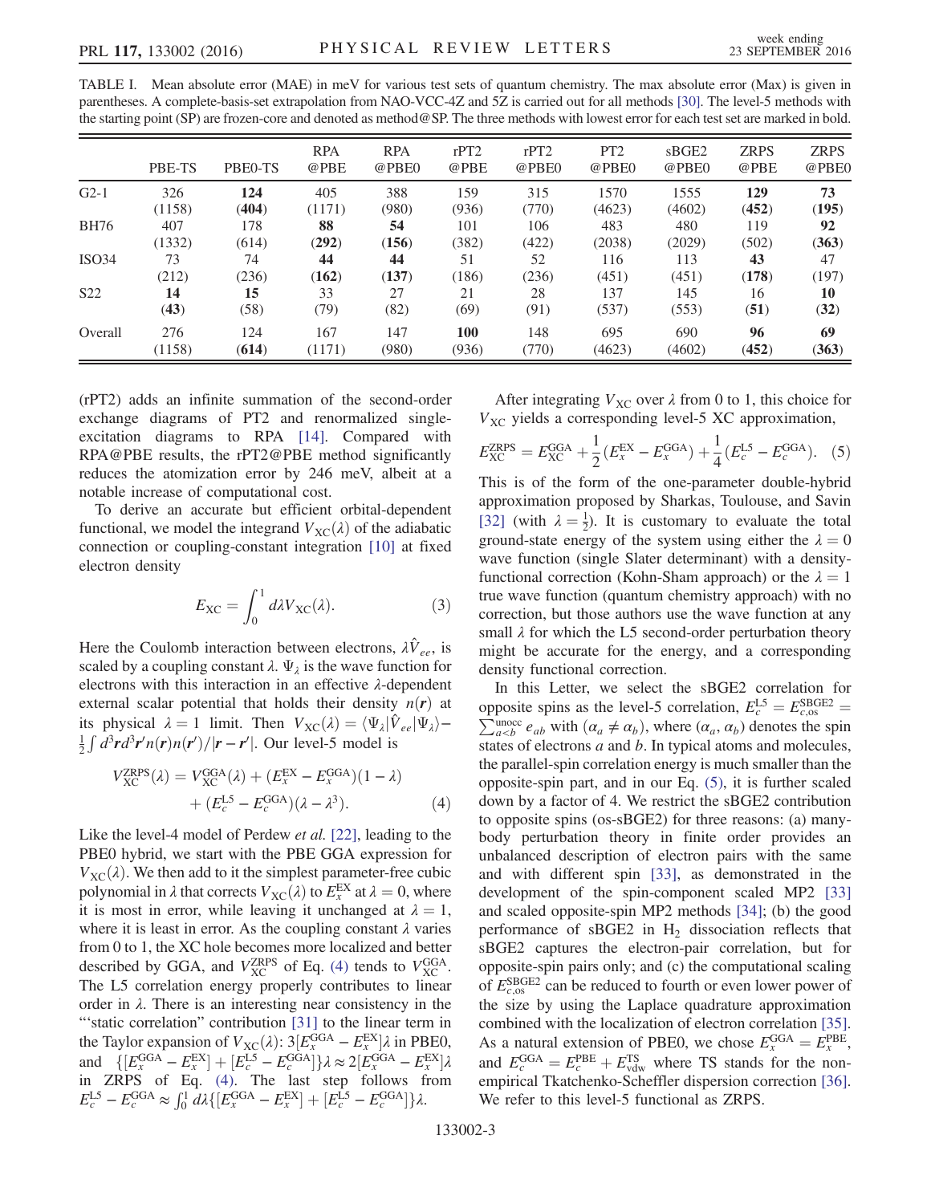TABLE I. Mean absolute error (MAE) in meV for various test sets of quantum chemistry. The max absolute error (Max) is given in parentheses. A complete-basis-set extrapolation from NAO-VCC-4Z and 5Z is carried out for all methods [30]. The level-5 methods with the starting point (SP) are frozen-core and denoted as method@SP. The three methods with lowest error for each test set are marked in bold.

| | PBE-TS | PBE0-TS | RPA @PBE | RPA @PBE0 | rPT2 @PBE | rPT2 @PBE0 | PT2 @PBE0 | sBGE2 @PBE0 | ZRPS @PBE | ZRPS @PBE0 |
|---|---|---|---|---|---|---|---|---|---|---|
| G2-1 | 326 (1158) | **124 (404)** | 405 (1171) | 388 (980) | 159 (936) | 315 (770) | 1570 (4623) | 1555 (4602) | **129 (452)** | **73 (195)** |
| BH76 | 407 (1332) | 178 (614) | **88 (292)** | **54 (156)** | 101 (382) | 106 (422) | 483 (2038) | 480 (2029) | 119 (502) | **92 (363)** |
| ISO34 | 73 (212) | 74 (236) | **44 (162)** | **44 (137)** | 51 (186) | 52 (236) | 116 (451) | 113 (451) | **43 (178)** | 47 (197) |
| S22 | **14 (43)** | **15** (58) | 33 (79) | 27 (82) | 21 (69) | 28 (91) | 137 (537) | 145 (553) | 16 **(51)** | **10 (32)** |
| Overall | 276 (1158) | 124 **(614)** | 167 (1171) | 147 (980) | **100** (936) | 148 (770) | 695 (4623) | 690 (4602) | **96 (452)** | **69 (363)** |

(rPT2) adds an infinite summation of the second-order exchange diagrams of PT2 and renormalized single-excitation diagrams to RPA [14]. Compared with RPA@PBE results, the rPT2@PBE method significantly reduces the atomization error by 246 meV, albeit at a notable increase of computational cost.

To derive an accurate but efficient orbital-dependent functional, we model the integrand $V_{XC}(\lambda)$ of the adiabatic connection or coupling-constant integration [10] at fixed electron density

$$E_{XC} = \int_0^1 d\lambda V_{XC}(\lambda). \tag{3}$$

Here the Coulomb interaction between electrons, $\lambda\hat{V}_{ee}$, is scaled by a coupling constant $\lambda$. $\Psi_\lambda$ is the wave function for electrons with this interaction in an effective $\lambda$-dependent external scalar potential that holds their density $n(\boldsymbol{r})$ at its physical $\lambda = 1$ limit. Then $V_{XC}(\lambda) = \langle\Psi_\lambda|\hat{V}_{ee}|\Psi_\lambda\rangle - \frac{1}{2}\int d^3\boldsymbol{r}d^3\boldsymbol{r}' n(\boldsymbol{r})n(\boldsymbol{r}')/|\boldsymbol{r}-\boldsymbol{r}'|$. Our level-5 model is

$$V_{XC}^{\rm ZRPS}(\lambda) = V_{XC}^{\rm GGA}(\lambda) + (E_x^{\rm EX} - E_x^{\rm GGA})(1-\lambda) + (E_c^{\rm L5} - E_c^{\rm GGA})(\lambda - \lambda^3). \tag{4}$$

Like the level-4 model of Perdew *et al.* [22], leading to the PBE0 hybrid, we start with the PBE GGA expression for $V_{XC}(\lambda)$. We then add to it the simplest parameter-free cubic polynomial in $\lambda$ that corrects $V_{XC}(\lambda)$ to $E_x^{\rm EX}$ at $\lambda = 0$, where it is most in error, while leaving it unchanged at $\lambda = 1$, where it is least in error. As the coupling constant $\lambda$ varies from 0 to 1, the XC hole becomes more localized and better described by GGA, and $V_{XC}^{\rm ZRPS}$ of Eq. (4) tends to $V_{XC}^{\rm GGA}$. The L5 correlation energy properly contributes to linear order in $\lambda$. There is an interesting near consistency in the "'static correlation" contribution [31] to the linear term in the Taylor expansion of $V_{XC}(\lambda)$: $3[E_x^{\rm GGA} - E_x^{\rm EX}]\lambda$ in PBE0, and $\{[E_x^{\rm GGA} - E_x^{\rm EX}] + [E_c^{\rm L5} - E_c^{\rm GGA}]\}\lambda \approx 2[E_x^{\rm GGA} - E_x^{\rm EX}]\lambda$ in ZRPS of Eq. (4). The last step follows from $E_c^{\rm L5} - E_c^{\rm GGA} \approx \int_0^1 d\lambda\{[E_x^{\rm GGA} - E_x^{\rm EX}] + [E_c^{\rm L5} - E_c^{\rm GGA}]\}\lambda$.

After integrating $V_{XC}$ over $\lambda$ from 0 to 1, this choice for $V_{XC}$ yields a corresponding level-5 XC approximation,

$$E_{XC}^{\rm ZRPS} = E_{XC}^{\rm GGA} + \frac{1}{2}(E_x^{\rm EX} - E_x^{\rm GGA}) + \frac{1}{4}(E_c^{\rm L5} - E_c^{\rm GGA}). \tag{5}$$

This is of the form of the one-parameter double-hybrid approximation proposed by Sharkas, Toulouse, and Savin [32] (with $\lambda = \frac{1}{2}$). It is customary to evaluate the total ground-state energy of the system using either the $\lambda = 0$ wave function (single Slater determinant) with a density-functional correction (Kohn-Sham approach) or the $\lambda = 1$ true wave function (quantum chemistry approach) with no correction, but those authors use the wave function at any small $\lambda$ for which the L5 second-order perturbation theory might be accurate for the energy, and a corresponding density functional correction.

In this Letter, we select the sBGE2 correlation for opposite spins as the level-5 correlation, $E_c^{\rm L5} = E_{c,\rm os}^{\rm SBGE2} = \sum_{a<b}^{\rm unocc} e_{ab}$ with $(\alpha_a \neq \alpha_b)$, where $(\alpha_a, \alpha_b)$ denotes the spin states of electrons $a$ and $b$. In typical atoms and molecules, the parallel-spin correlation energy is much smaller than the opposite-spin part, and in our Eq. (5), it is further scaled down by a factor of 4. We restrict the sBGE2 contribution to opposite spins (os-sBGE2) for three reasons: (a) many-body perturbation theory in finite order provides an unbalanced description of electron pairs with the same and with different spin [33], as demonstrated in the development of the spin-component scaled MP2 [33] and scaled opposite-spin MP2 methods [34]; (b) the good performance of sBGE2 in $H_2$ dissociation reflects that sBGE2 captures the electron-pair correlation, but for opposite-spin pairs only; and (c) the computational scaling of $E_{c,\rm os}^{\rm SBGE2}$ can be reduced to fourth or even lower power of the size by using the Laplace quadrature approximation combined with the localization of electron correlation [35]. As a natural extension of PBE0, we chose $E_x^{\rm GGA} = E_x^{\rm PBE}$, and $E_c^{\rm GGA} = E_c^{\rm PBE} + E_{\rm vdw}^{\rm TS}$ where TS stands for the non-empirical Tkatchenko-Scheffler dispersion correction [36]. We refer to this level-5 functional as ZRPS.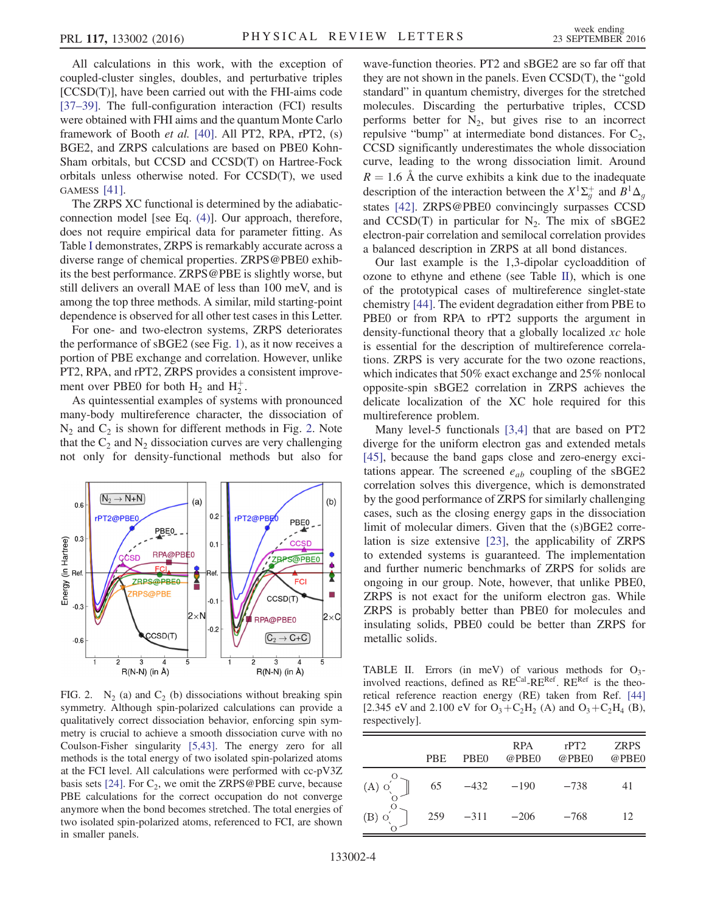All calculations in this work, with the exception of coupled-cluster singles, doubles, and perturbative triples [CCSD(T)], have been carried out with the FHI-aims code [37–39]. The full-configuration interaction (FCI) results were obtained with FHI aims and the quantum Monte Carlo framework of Booth *et al.* [40]. All PT2, RPA, rPT2, (s) BGE2, and ZRPS calculations are based on PBE0 Kohn-Sham orbitals, but CCSD and CCSD(T) on Hartree-Fock orbitals unless otherwise noted. For CCSD(T), we used GAMESS [41].

The ZRPS XC functional is determined by the adiabatic-connection model [see Eq. (4)]. Our approach, therefore, does not require empirical data for parameter fitting. As Table I demonstrates, ZRPS is remarkably accurate across a diverse range of chemical properties. ZRPS@PBE0 exhibits the best performance. ZRPS@PBE is slightly worse, but still delivers an overall MAE of less than 100 meV, and is among the top three methods. A similar, mild starting-point dependence is observed for all other test cases in this Letter.

For one- and two-electron systems, ZRPS deteriorates the performance of sBGE2 (see Fig. 1), as it now receives a portion of PBE exchange and correlation. However, unlike PT2, RPA, and rPT2, ZRPS provides a consistent improvement over PBE0 for both $H_2$ and $H_2^+$.

As quintessential examples of systems with pronounced many-body multireference character, the dissociation of $N_2$ and $C_2$ is shown for different methods in Fig. 2. Note that the $C_2$ and $N_2$ dissociation curves are very challenging not only for density-functional methods but also for wave-function theories. PT2 and sBGE2 are so far off that they are not shown in the panels. Even CCSD(T), the "gold standard" in quantum chemistry, diverges for the stretched molecules. Discarding the perturbative triples, CCSD performs better for $N_2$, but gives rise to an incorrect repulsive "bump" at intermediate bond distances. For $C_2$, CCSD significantly underestimates the whole dissociation curve, leading to the wrong dissociation limit. Around $R = 1.6$ Å the curve exhibits a kink due to the inadequate description of the interaction between the $X^1\Sigma_g^+$ and $B^1\Delta_g$ states [42]. ZRPS@PBE0 convincingly surpasses CCSD and CCSD(T) in particular for $N_2$. The mix of sBGE2 electron-pair correlation and semilocal correlation provides a balanced description in ZRPS at all bond distances.

FIG. 2. $N_2$ (a) and $C_2$ (b) dissociations without breaking spin symmetry. Although spin-polarized calculations can provide a qualitatively correct dissociation behavior, enforcing spin symmetry is crucial to achieve a smooth dissociation curve with no Coulson-Fisher singularity [5,43]. The energy zero for all methods is the total energy of two isolated spin-polarized atoms at the FCI level. All calculations were performed with cc-pV3Z basis sets [24]. For $C_2$, we omit the ZRPS@PBE curve, because PBE calculations for the correct occupation do not converge anymore when the bond becomes stretched. The total energies of two isolated spin-polarized atoms, referenced to FCI, are shown in smaller panels.

Our last example is the 1,3-dipolar cycloaddition of ozone to ethyne and ethene (see Table II), which is one of the prototypical cases of multireference singlet-state chemistry [44]. The evident degradation either from PBE to PBE0 or from RPA to rPT2 supports the argument in density-functional theory that a globally localized *xc* hole is essential for the description of multireference correlations. ZRPS is very accurate for the two ozone reactions, which indicates that 50% exact exchange and 25% nonlocal opposite-spin sBGE2 correlation in ZRPS achieves the delicate localization of the XC hole required for this multireference problem.

Many level-5 functionals [3,4] that are based on PT2 diverge for the uniform electron gas and extended metals [45], because the band gaps close and zero-energy excitations appear. The screened $e_{ab}$ coupling of the sBGE2 correlation solves this divergence, which is demonstrated by the good performance of ZRPS for similarly challenging cases, such as the closing energy gaps in the dissociation limit of molecular dimers. Given that the (s)BGE2 correlation is size extensive [23], the applicability of ZRPS to extended systems is guaranteed. The implementation and further numeric benchmarks of ZRPS for solids are ongoing in our group. Note, however, that unlike PBE0, ZRPS is not exact for the uniform electron gas. While ZRPS is probably better than PBE0 for molecules and insulating solids, PBE0 could be better than ZRPS for metallic solids.

TABLE II. Errors (in meV) of various methods for $O_3$-involved reactions, defined as $RE^{Cal}$-$RE^{Ref}$. $RE^{Ref}$ is the theoretical reference reaction energy (RE) taken from Ref. [44] [2.345 eV and 2.100 eV for $O_3$+$C_2H_2$ (A) and $O_3$+$C_2H_4$ (B), respectively].

| | PBE | PBE0 | RPA @PBE0 | rPT2 @PBE0 | ZRPS @PBE0 |
|---|---|---|---|---|---|
| (A) | 65 | −432 | −190 | −738 | 41 |
| (B) | 259 | −311 | −206 | −768 | 12 |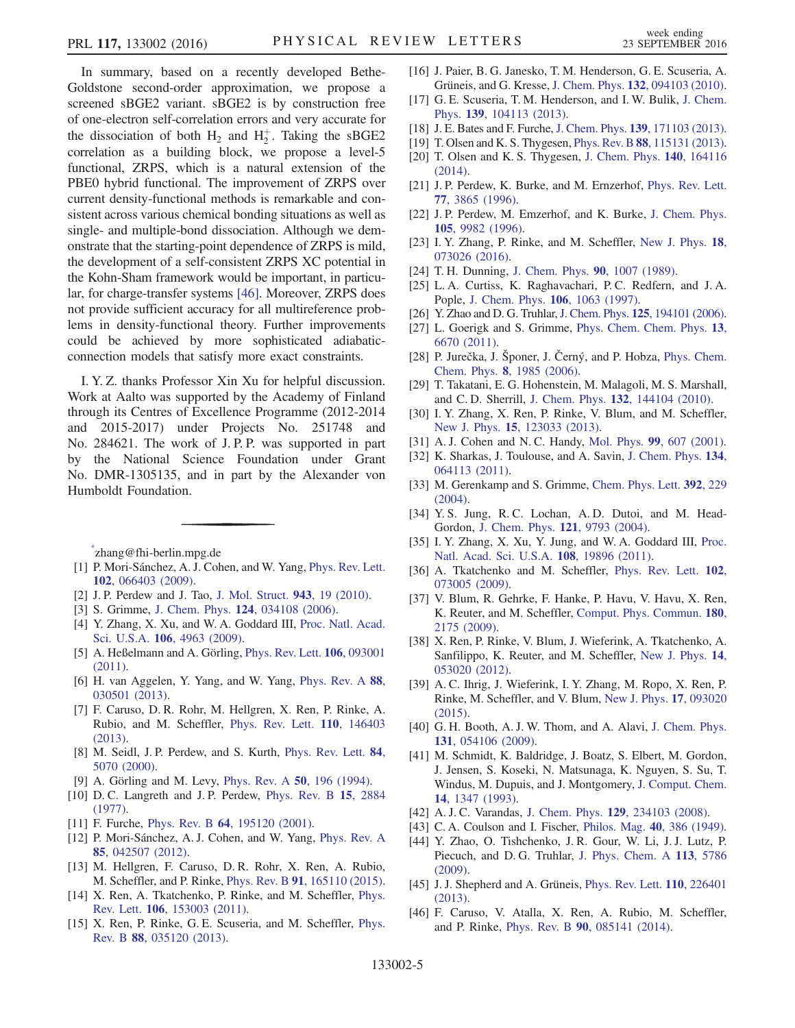In summary, based on a recently developed Bethe-Goldstone second-order approximation, we propose a screened sBGE2 variant. sBGE2 is by construction free of one-electron self-correlation errors and very accurate for the dissociation of both $H_2$ and $H_2^+$. Taking the sBGE2 correlation as a building block, we propose a level-5 functional, ZRPS, which is a natural extension of the PBE0 hybrid functional. The improvement of ZRPS over current density-functional methods is remarkable and consistent across various chemical bonding situations as well as single- and multiple-bond dissociation. Although we demonstrate that the starting-point dependence of ZRPS is mild, the development of a self-consistent ZRPS XC potential in the Kohn-Sham framework would be important, in particular, for charge-transfer systems [46]. Moreover, ZRPS does not provide sufficient accuracy for all multireference problems in density-functional theory. Further improvements could be achieved by more sophisticated adiabatic-connection models that satisfy more exact constraints.

I. Y. Z. thanks Professor Xin Xu for helpful discussion. Work at Aalto was supported by the Academy of Finland through its Centres of Excellence Programme (2012-2014 and 2015-2017) under Projects No. 251748 and No. 284621. The work of J. P. P. was supported in part by the National Science Foundation under Grant No. DMR-1305135, and in part by the Alexander von Humboldt Foundation.

---

[*] zhang@fhi-berlin.mpg.de

[1] P. Mori-Sánchez, A. J. Cohen, and W. Yang, Phys. Rev. Lett. **102**, 066403 (2009).

[2] J. P. Perdew and J. Tao, J. Mol. Struct. **943**, 19 (2010).

[3] S. Grimme, J. Chem. Phys. **124**, 034108 (2006).

[4] Y. Zhang, X. Xu, and W. A. Goddard III, Proc. Natl. Acad. Sci. U.S.A. **106**, 4963 (2009).

[5] A. Heßelmann and A. Görling, Phys. Rev. Lett. **106**, 093001 (2011).

[6] H. van Aggelen, Y. Yang, and W. Yang, Phys. Rev. A **88**, 030501 (2013).

[7] F. Caruso, D. R. Rohr, M. Hellgren, X. Ren, P. Rinke, A. Rubio, and M. Scheffler, Phys. Rev. Lett. **110**, 146403 (2013).

[8] M. Seidl, J. P. Perdew, and S. Kurth, Phys. Rev. Lett. **84**, 5070 (2000).

[9] A. Görling and M. Levy, Phys. Rev. A **50**, 196 (1994).

[10] D. C. Langreth and J. P. Perdew, Phys. Rev. B **15**, 2884 (1977).

[11] F. Furche, Phys. Rev. B **64**, 195120 (2001).

[12] P. Mori-Sánchez, A. J. Cohen, and W. Yang, Phys. Rev. A **85**, 042507 (2012).

[13] M. Hellgren, F. Caruso, D. R. Rohr, X. Ren, A. Rubio, M. Scheffler, and P. Rinke, Phys. Rev. B **91**, 165110 (2015).

[14] X. Ren, A. Tkatchenko, P. Rinke, and M. Scheffler, Phys. Rev. Lett. **106**, 153003 (2011).

[15] X. Ren, P. Rinke, G. E. Scuseria, and M. Scheffler, Phys. Rev. B **88**, 035120 (2013).

[16] J. Paier, B. G. Janesko, T. M. Henderson, G. E. Scuseria, A. Grüneis, and G. Kresse, J. Chem. Phys. **132**, 094103 (2010).

[17] G. E. Scuseria, T. M. Henderson, and I. W. Bulik, J. Chem. Phys. **139**, 104113 (2013).

[18] J. E. Bates and F. Furche, J. Chem. Phys. **139**, 171103 (2013).

[19] T. Olsen and K. S. Thygesen, Phys. Rev. B **88**, 115131 (2013).

[20] T. Olsen and K. S. Thygesen, J. Chem. Phys. **140**, 164116 (2014).

[21] J. P. Perdew, K. Burke, and M. Ernzerhof, Phys. Rev. Lett. **77**, 3865 (1996).

[22] J. P. Perdew, M. Emzerhof, and K. Burke, J. Chem. Phys. **105**, 9982 (1996).

[23] I. Y. Zhang, P. Rinke, and M. Scheffler, New J. Phys. **18**, 073026 (2016).

[24] T. H. Dunning, J. Chem. Phys. **90**, 1007 (1989).

[25] L. A. Curtiss, K. Raghavachari, P. C. Redfern, and J. A. Pople, J. Chem. Phys. **106**, 1063 (1997).

[26] Y. Zhao and D. G. Truhlar, J. Chem. Phys. **125**, 194101 (2006).

[27] L. Goerigk and S. Grimme, Phys. Chem. Chem. Phys. **13**, 6670 (2011).

[28] P. Jurečka, J. Šponer, J. Černý, and P. Hobza, Phys. Chem. Chem. Phys. **8**, 1985 (2006).

[29] T. Takatani, E. G. Hohenstein, M. Malagoli, M. S. Marshall, and C. D. Sherrill, J. Chem. Phys. **132**, 144104 (2010).

[30] I. Y. Zhang, X. Ren, P. Rinke, V. Blum, and M. Scheffler, New J. Phys. **15**, 123033 (2013).

[31] A. J. Cohen and N. C. Handy, Mol. Phys. **99**, 607 (2001).

[32] K. Sharkas, J. Toulouse, and A. Savin, J. Chem. Phys. **134**, 064113 (2011).

[33] M. Gerenkamp and S. Grimme, Chem. Phys. Lett. **392**, 229 (2004).

[34] Y. S. Jung, R. C. Lochan, A. D. Dutoi, and M. Head-Gordon, J. Chem. Phys. **121**, 9793 (2004).

[35] I. Y. Zhang, X. Xu, Y. Jung, and W. A. Goddard III, Proc. Natl. Acad. Sci. U.S.A. **108**, 19896 (2011).

[36] A. Tkatchenko and M. Scheffler, Phys. Rev. Lett. **102**, 073005 (2009).

[37] V. Blum, R. Gehrke, F. Hanke, P. Havu, V. Havu, X. Ren, K. Reuter, and M. Scheffler, Comput. Phys. Commun. **180**, 2175 (2009).

[38] X. Ren, P. Rinke, V. Blum, J. Wieferink, A. Tkatchenko, A. Sanfilippo, K. Reuter, and M. Scheffler, New J. Phys. **14**, 053020 (2012).

[39] A. C. Ihrig, J. Wieferink, I. Y. Zhang, M. Ropo, X. Ren, P. Rinke, M. Scheffler, and V. Blum, New J. Phys. **17**, 093020 (2015).

[40] G. H. Booth, A. J. W. Thom, and A. Alavi, J. Chem. Phys. **131**, 054106 (2009).

[41] M. Schmidt, K. Baldridge, J. Boatz, S. Elbert, M. Gordon, J. Jensen, S. Koseki, N. Matsunaga, K. Nguyen, S. Su, T. Windus, M. Dupuis, and J. Montgomery, J. Comput. Chem. **14**, 1347 (1993).

[42] A. J. C. Varandas, J. Chem. Phys. **129**, 234103 (2008).

[43] C. A. Coulson and I. Fischer, Philos. Mag. **40**, 386 (1949).

[44] Y. Zhao, O. Tishchenko, J. R. Gour, W. Li, J. J. Lutz, P. Piecuch, and D. G. Truhlar, J. Phys. Chem. A **113**, 5786 (2009).

[45] J. J. Shepherd and A. Grüneis, Phys. Rev. Lett. **110**, 226401 (2013).

[46] F. Caruso, V. Atalla, X. Ren, A. Rubio, M. Scheffler, and P. Rinke, Phys. Rev. B **90**, 085141 (2014).